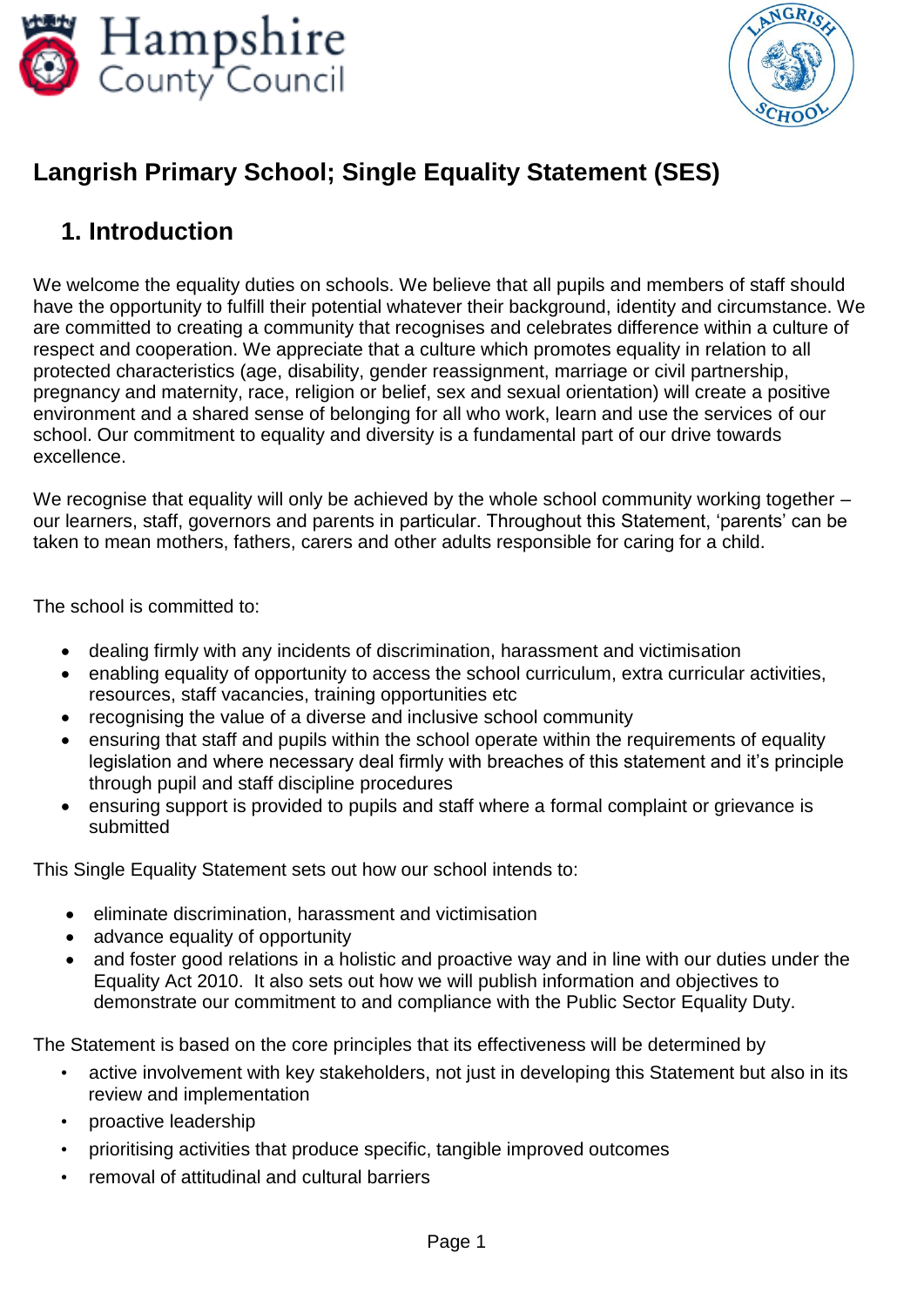# Langrish Primary School; Single Equality Statement (SES)

## 1. Introduction

We welcome the equality duties on schools. We believe that all pupils and members of staff should have the opportunity to fulfill their potential whatever their background, identity and circumstance. We are committed to creating a community that recognises and celebrates difference within a culture of respect and cooperation. We appreciate that a culture which promotes equality in relation to all protected characteristics (age, disability, gender reassignment, marriage or civil partnership, pregnancy and maternity, race, religion or belief, sex and sexual orientation) will create a positive environment and a shared sense of belonging for all who work, learn and use the services of our school. Our commitment to equality and diversity is a fundamental part of our drive towards excellence.

We recognise that equality will only be achieved by the whole school community working together – our learners, staff, governors and parents in particular. Throughout this Statement, 'parents' can be taken to mean mothers, fathers, carers and other adults responsible for caring for a child.

The school is committed to:

- dealing firmly with any incidents of discrimination, harassment and victimisation
- enabling equality of opportunity to access the school curriculum, extra curricular activities, resources, staff vacancies, training opportunities etc
- recognising the value of a diverse and inclusive school community
- ensuring that staff and pupils within the school operate within the requirements of equality legislation and where necessary deal firmly with breaches of this statement and it's principle through pupil and staff discipline procedures
- ensuring support is provided to pupils and staff where a formal complaint or grievance is submitted

This Single Equality Statement sets out how our school intends to:

- eliminate discrimination, harassment and victimisation
- advance equality of opportunity
- and foster good relations in a holistic and proactive way and in line with our duties under the Equality Act 2010. It also sets out how we will publish information and objectives to demonstrate our commitment to and compliance with the Public Sector Equality Duty.

The Statement is based on the core principles that its effectiveness will be determined by

- active involvement with key stakeholders, not just in developing this Statement but also in its review and implementation
- proactive leadership
- prioritising activities that produce specific, tangible improved outcomes
- removal of attitudinal and cultural barriers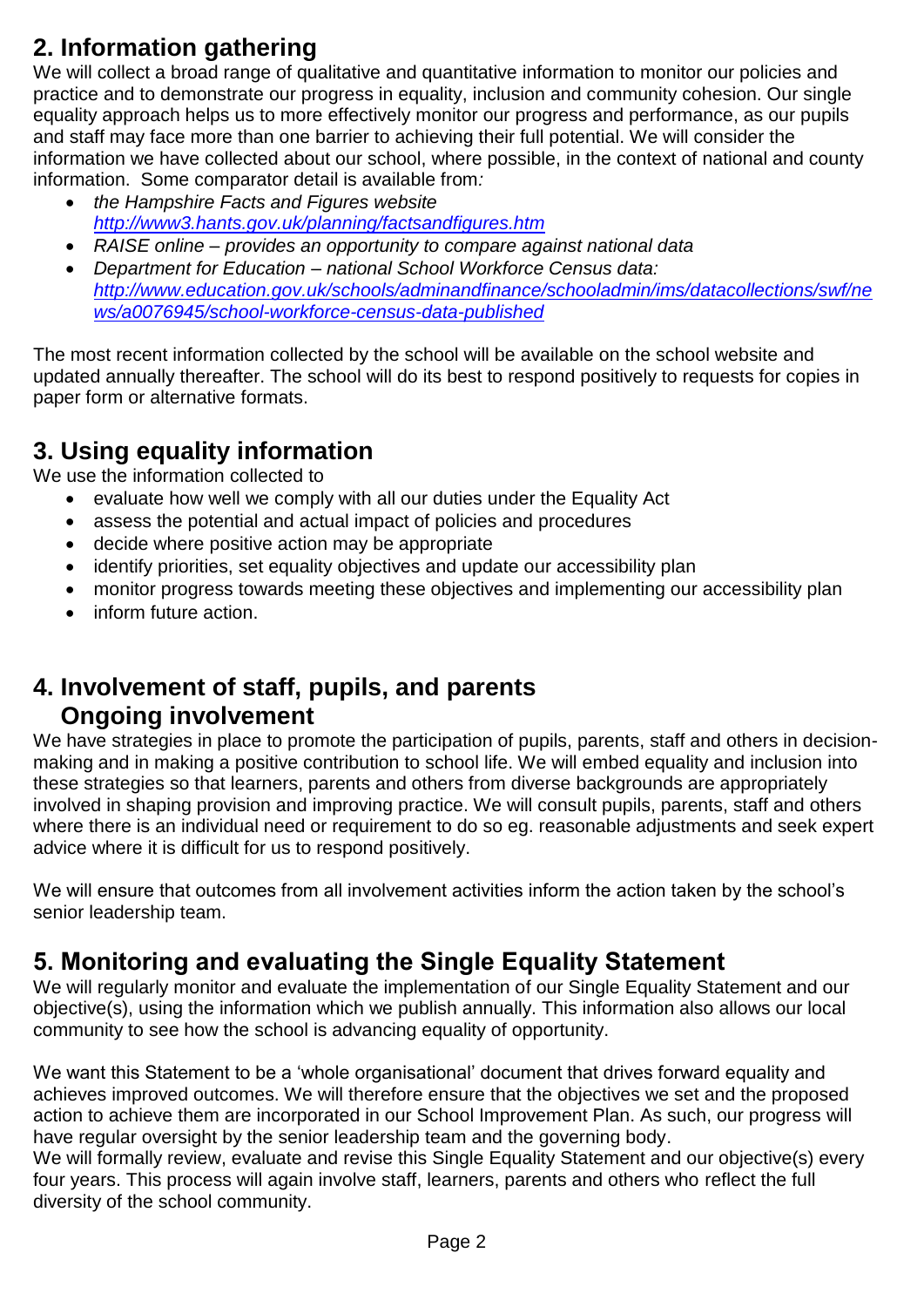## 2. Information gathering

We will collect a broad range of qualitative and quantitative information to monitor our policies and practice and to demonstrate our progress in equality, inclusion and community cohesion. Our single equality approach helps us to more effectively monitor our progress and performance, as our pupils and staff may face more than one barrier to achieving their full potential. We will consider the information we have collected about our school, where possible, in the context of national and county information. Some comparator detail is available from*:*

- *the Hampshire Facts and Figures website* *http://www3.hants.gov.uk/planning/factsandfigures.htm*
- *RAISE online – provides an opportunity to compare against national data*
- *Department for Education – national School Workforce Census data:* *http://www.education.gov.uk/schools/adminandfinance/schooladmin/ims/datacollections/swf/news/a0076945/school-workforce-census-data-published*

The most recent information collected by the school will be available on the school website and updated annually thereafter. The school will do its best to respond positively to requests for copies in paper form or alternative formats.

## 3. Using equality information

We use the information collected to

- evaluate how well we comply with all our duties under the Equality Act
- assess the potential and actual impact of policies and procedures
- decide where positive action may be appropriate
- identify priorities, set equality objectives and update our accessibility plan
- monitor progress towards meeting these objectives and implementing our accessibility plan
- inform future action.

## 4. Involvement of staff, pupils, and parents

### Ongoing involvement

We have strategies in place to promote the participation of pupils, parents, staff and others in decision-making and in making a positive contribution to school life. We will embed equality and inclusion into these strategies so that learners, parents and others from diverse backgrounds are appropriately involved in shaping provision and improving practice. We will consult pupils, parents, staff and others where there is an individual need or requirement to do so eg. reasonable adjustments and seek expert advice where it is difficult for us to respond positively.

We will ensure that outcomes from all involvement activities inform the action taken by the school's senior leadership team.

## 5. Monitoring and evaluating the Single Equality Statement

We will regularly monitor and evaluate the implementation of our Single Equality Statement and our objective(s), using the information which we publish annually. This information also allows our local community to see how the school is advancing equality of opportunity.

We want this Statement to be a 'whole organisational' document that drives forward equality and achieves improved outcomes. We will therefore ensure that the objectives we set and the proposed action to achieve them are incorporated in our School Improvement Plan. As such, our progress will have regular oversight by the senior leadership team and the governing body.

We will formally review, evaluate and revise this Single Equality Statement and our objective(s) every four years. This process will again involve staff, learners, parents and others who reflect the full diversity of the school community.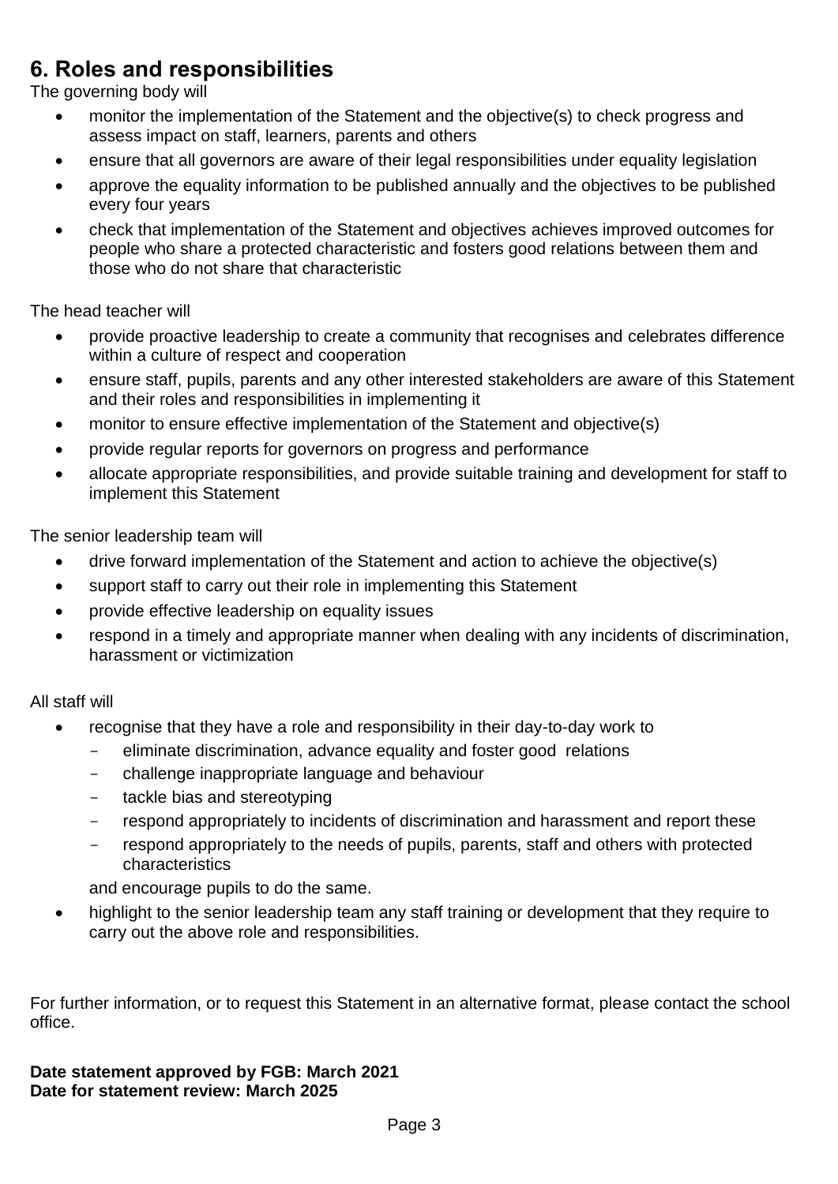## 6. Roles and responsibilities

The governing body will

- monitor the implementation of the Statement and the objective(s) to check progress and assess impact on staff, learners, parents and others
- ensure that all governors are aware of their legal responsibilities under equality legislation
- approve the equality information to be published annually and the objectives to be published every four years
- check that implementation of the Statement and objectives achieves improved outcomes for people who share a protected characteristic and fosters good relations between them and those who do not share that characteristic

The head teacher will

- provide proactive leadership to create a community that recognises and celebrates difference within a culture of respect and cooperation
- ensure staff, pupils, parents and any other interested stakeholders are aware of this Statement and their roles and responsibilities in implementing it
- monitor to ensure effective implementation of the Statement and objective(s)
- provide regular reports for governors on progress and performance
- allocate appropriate responsibilities, and provide suitable training and development for staff to implement this Statement

The senior leadership team will

- drive forward implementation of the Statement and action to achieve the objective(s)
- support staff to carry out their role in implementing this Statement
- provide effective leadership on equality issues
- respond in a timely and appropriate manner when dealing with any incidents of discrimination, harassment or victimization

All staff will

- recognise that they have a role and responsibility in their day-to-day work to
  - eliminate discrimination, advance equality and foster good relations
  - challenge inappropriate language and behaviour
  - tackle bias and stereotyping
  - respond appropriately to incidents of discrimination and harassment and report these
  - respond appropriately to the needs of pupils, parents, staff and others with protected characteristics

  and encourage pupils to do the same.
- highlight to the senior leadership team any staff training or development that they require to carry out the above role and responsibilities.

For further information, or to request this Statement in an alternative format, please contact the school office.

**Date statement approved by FGB: March 2021**
**Date for statement review: March 2025**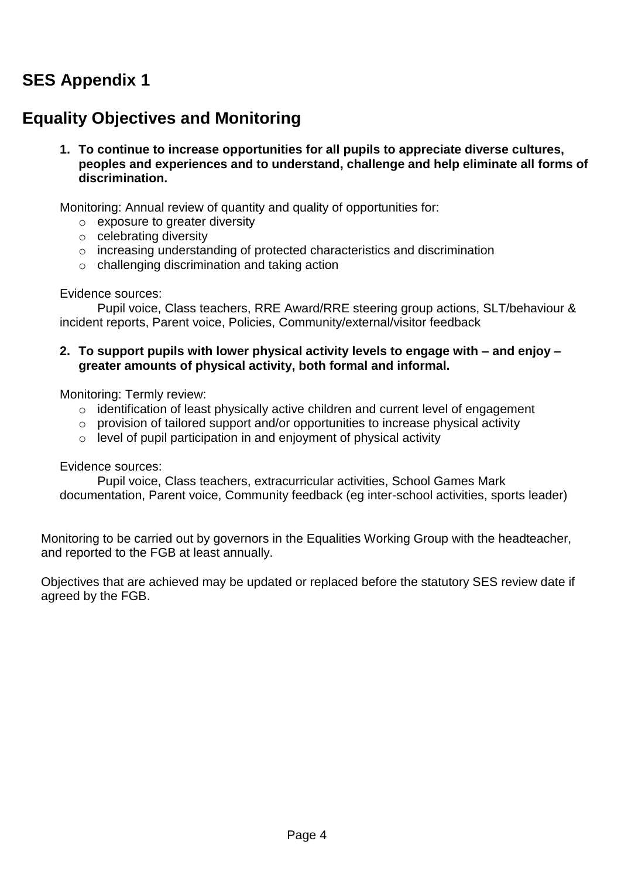## SES Appendix 1

## Equality Objectives and Monitoring

1. **To continue to increase opportunities for all pupils to appreciate diverse cultures, peoples and experiences and to understand, challenge and help eliminate all forms of discrimination.**

Monitoring: Annual review of quantity and quality of opportunities for:

- exposure to greater diversity
- celebrating diversity
- increasing understanding of protected characteristics and discrimination
- challenging discrimination and taking action

Evidence sources:

Pupil voice, Class teachers, RRE Award/RRE steering group actions, SLT/behaviour & incident reports, Parent voice, Policies, Community/external/visitor feedback

2. **To support pupils with lower physical activity levels to engage with – and enjoy – greater amounts of physical activity, both formal and informal.**

Monitoring: Termly review:

- identification of least physically active children and current level of engagement
- provision of tailored support and/or opportunities to increase physical activity
- level of pupil participation in and enjoyment of physical activity

Evidence sources:

Pupil voice, Class teachers, extracurricular activities, School Games Mark documentation, Parent voice, Community feedback (eg inter-school activities, sports leader)

Monitoring to be carried out by governors in the Equalities Working Group with the headteacher, and reported to the FGB at least annually.

Objectives that are achieved may be updated or replaced before the statutory SES review date if agreed by the FGB.